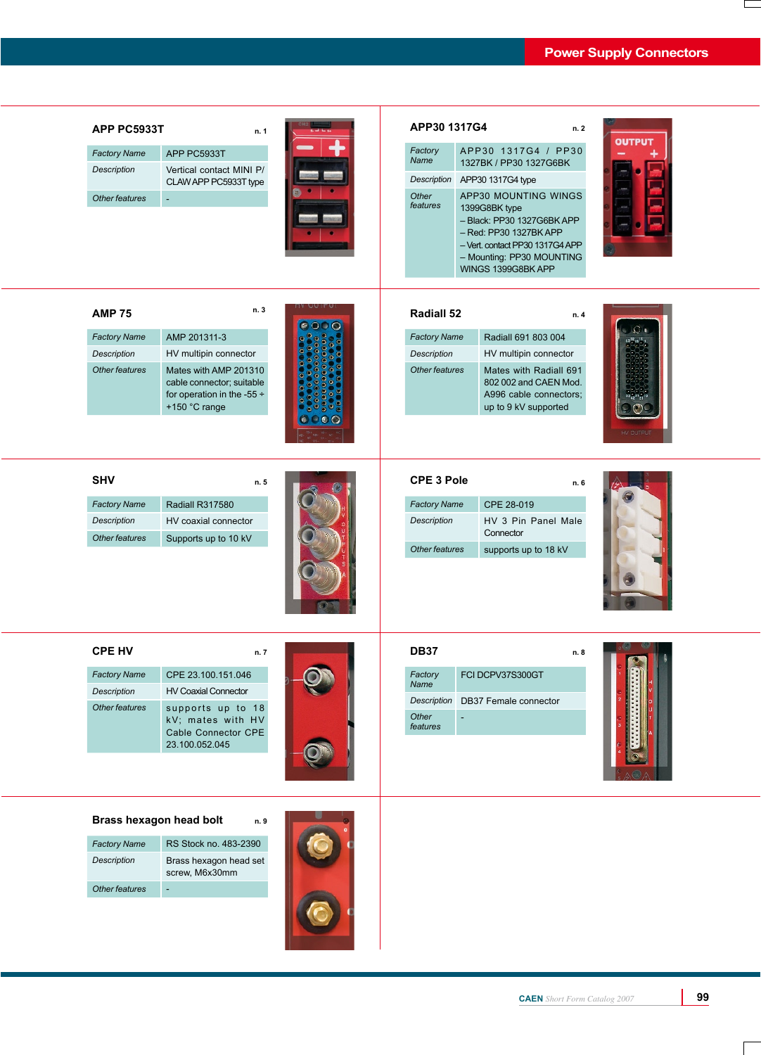## Power Supply Connectors

### APP PC5933T
n. 1

| | |
|---|---|
| *Factory Name* | APP PC5933T |
| *Description* | Vertical contact MINI P/ CLAW APP PC5933T type |
| *Other features* | - |

### APP30 1317G4
n. 2

| | |
|---|---|
| *Factory Name* | APP30 1317G4 / PP30 1327BK / PP30 1327G6BK |
| *Description* | APP30 1317G4 type |
| *Other features* | APP30 MOUNTING WINGS 1399G8BK type<br>– Black: PP30 1327G6BK APP<br>– Red: PP30 1327BK APP<br>– Vert. contact PP30 1317G4 APP<br>– Mounting: PP30 MOUNTING WINGS 1399G8BK APP |

### AMP 75
n. 3

| | |
|---|---|
| *Factory Name* | AMP 201311-3 |
| *Description* | HV multipin connector |
| *Other features* | Mates with AMP 201310 cable connector; suitable for operation in the -55 ÷ +150 °C range |

### Radiall 52
n. 4

| | |
|---|---|
| *Factory Name* | Radiall 691 803 004 |
| *Description* | HV multipin connector |
| *Other features* | Mates with Radiall 691 802 002 and CAEN Mod. A996 cable connectors; up to 9 kV supported |

### SHV
n. 5

| | |
|---|---|
| *Factory Name* | Radiall R317580 |
| *Description* | HV coaxial connector |
| *Other features* | Supports up to 10 kV |

### CPE 3 Pole
n. 6

| | |
|---|---|
| *Factory Name* | CPE 28-019 |
| *Description* | HV 3 Pin Panel Male Connector |
| *Other features* | supports up to 18 kV |

### CPE HV
n. 7

| | |
|---|---|
| *Factory Name* | CPE 23.100.151.046 |
| *Description* | HV Coaxial Connector |
| *Other features* | supports up to 18 kV; mates with HV Cable Connector CPE 23.100.052.045 |

### DB37
n. 8

| | |
|---|---|
| *Factory Name* | FCI DCPV37S300GT |
| *Description* | DB37 Female connector |
| *Other features* | - |

### Brass hexagon head bolt
n. 9

| | |
|---|---|
| *Factory Name* | RS Stock no. 483-2390 |
| *Description* | Brass hexagon head set screw, M6x30mm |
| *Other features* | - |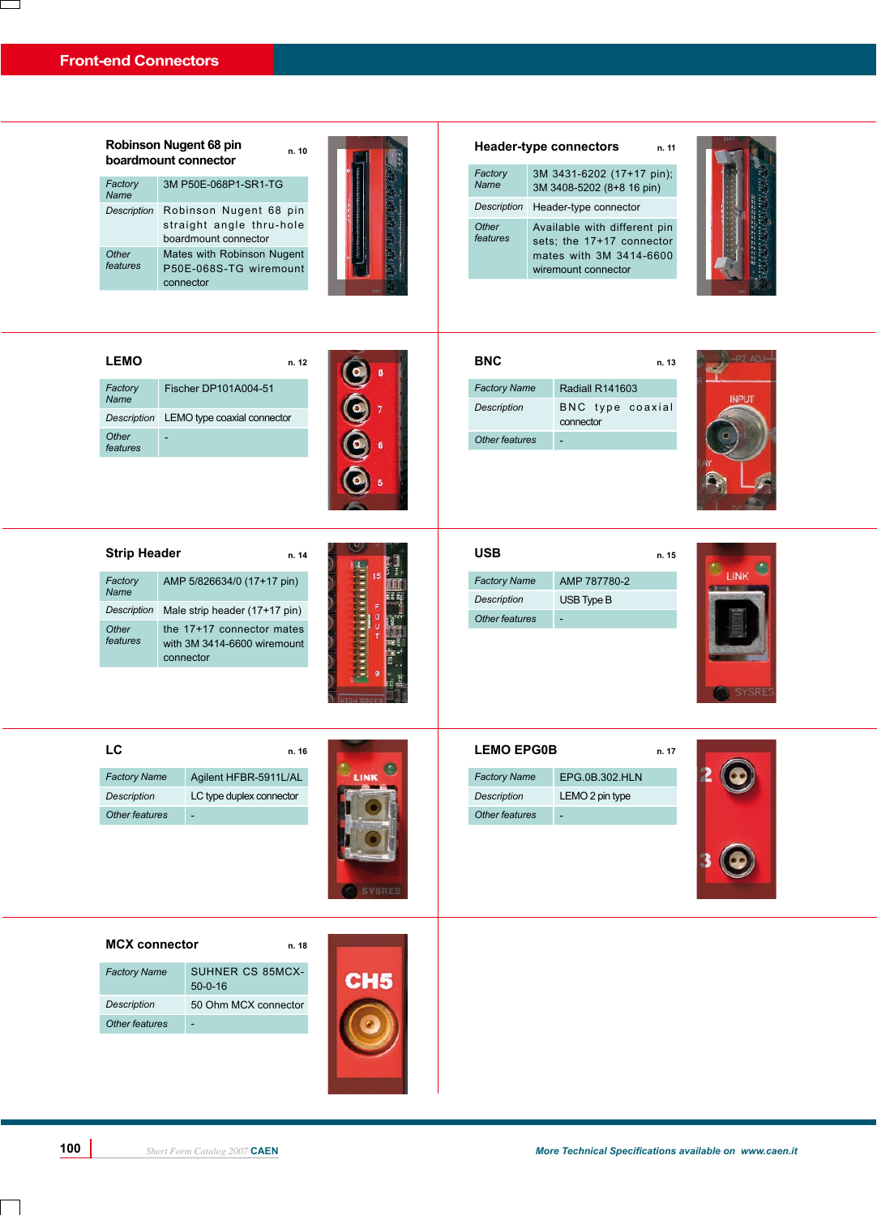## Front-end Connectors

### Robinson Nugent 68 pin boardmount connector

n. 10

| | |
|---|---|
| *Factory Name* | 3M P50E-068P1-SR1-TG |
| *Description* | Robinson Nugent 68 pin straight angle thru-hole boardmount connector |
| *Other features* | Mates with Robinson Nugent P50E-068S-TG wiremount connector |

### Header-type connectors

n. 11

| | |
|---|---|
| *Factory Name* | 3M 3431-6202 (17+17 pin); 3M 3408-5202 (8+8 16 pin) |
| *Description* | Header-type connector |
| *Other features* | Available with different pin sets; the 17+17 connector mates with 3M 3414-6600 wiremount connector |

### LEMO

n. 12

| | |
|---|---|
| *Factory Name* | Fischer DP101A004-51 |
| *Description* | LEMO type coaxial connector |
| *Other features* | - |

### BNC

n. 13

| | |
|---|---|
| *Factory Name* | Radiall R141603 |
| *Description* | BNC type coaxial connector |
| *Other features* | - |

### Strip Header

n. 14

| | |
|---|---|
| *Factory Name* | AMP 5/826634/0 (17+17 pin) |
| *Description* | Male strip header (17+17 pin) |
| *Other features* | the 17+17 connector mates with 3M 3414-6600 wiremount connector |

### USB

n. 15

| | |
|---|---|
| *Factory Name* | AMP 787780-2 |
| *Description* | USB Type B |
| *Other features* | - |

### LC

n. 16

| | |
|---|---|
| *Factory Name* | Agilent HFBR-5911L/AL |
| *Description* | LC type duplex connector |
| *Other features* | - |

### LEMO EPG0B

n. 17

| | |
|---|---|
| *Factory Name* | EPG.0B.302.HLN |
| *Description* | LEMO 2 pin type |
| *Other features* | - |

### MCX connector

n. 18

| | |
|---|---|
| *Factory Name* | SUHNER CS 85MCX-50-0-16 |
| *Description* | 50 Ohm MCX connector |
| *Other features* | - |

*More Technical Specifications available on www.caen.it*